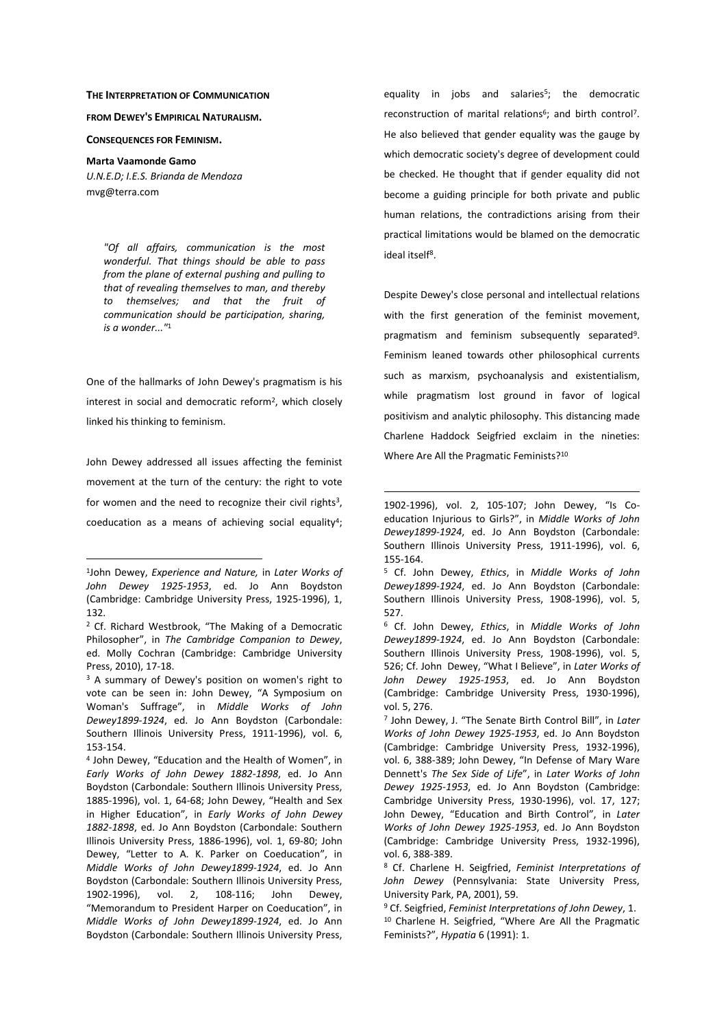**THE INTERPRETATION OF COMMUNICATION FROM DEWEY'S EMPIRICAL NATURALISM. CONSEQUENCES FOR FEMINISM.**

**Marta Vaamonde Gamo**
*U.N.E.D; I.E.S. Brianda de Mendoza*
mvg@terra.com

> *"Of all affairs, communication is the most wonderful. That things should be able to pass from the plane of external pushing and pulling to that of revealing themselves to man, and thereby to themselves; and that the fruit of communication should be participation, sharing, is a wonder..."*[1]

One of the hallmarks of John Dewey's pragmatism is his interest in social and democratic reform[2], which closely linked his thinking to feminism.

John Dewey addressed all issues affecting the feminist movement at the turn of the century: the right to vote for women and the need to recognize their civil rights[3], coeducation as a means of achieving social equality[4]; equality in jobs and salaries[5]; the democratic reconstruction of marital relations[6]; and birth control[7]. He also believed that gender equality was the gauge by which democratic society's degree of development could be checked. He thought that if gender equality did not become a guiding principle for both private and public human relations, the contradictions arising from their practical limitations would be blamed on the democratic ideal itself[8].

Despite Dewey's close personal and intellectual relations with the first generation of the feminist movement, pragmatism and feminism subsequently separated[9]. Feminism leaned towards other philosophical currents such as marxism, psychoanalysis and existentialism, while pragmatism lost ground in favor of logical positivism and analytic philosophy. This distancing made Charlene Haddock Seigfried exclaim in the nineties: Where Are All the Pragmatic Feminists?[10]

---

[1] John Dewey, *Experience and Nature,* in *Later Works of John Dewey 1925-1953*, ed. Jo Ann Boydston (Cambridge: Cambridge University Press, 1925-1996), 1, 132.

[2] Cf. Richard Westbrook, "The Making of a Democratic Philosopher", in *The Cambridge Companion to Dewey*, ed. Molly Cochran (Cambridge: Cambridge University Press, 2010), 17-18.

[3] A summary of Dewey's position on women's right to vote can be seen in: John Dewey, "A Symposium on Woman's Suffrage", in *Middle Works of John Dewey1899-1924*, ed. Jo Ann Boydston (Carbondale: Southern Illinois University Press, 1911-1996), vol. 6, 153-154.

[4] John Dewey, "Education and the Health of Women", in *Early Works of John Dewey 1882-1898*, ed. Jo Ann Boydston (Carbondale: Southern Illinois University Press, 1885-1996), vol. 1, 64-68; John Dewey, "Health and Sex in Higher Education", in *Early Works of John Dewey 1882-1898*, ed. Jo Ann Boydston (Carbondale: Southern Illinois University Press, 1886-1996), vol. 1, 69-80; John Dewey, "Letter to A. K. Parker on Coeducation", in *Middle Works of John Dewey1899-1924*, ed. Jo Ann Boydston (Carbondale: Southern Illinois University Press, 1902-1996), vol. 2, 108-116; John Dewey, "Memorandum to President Harper on Coeducation", in *Middle Works of John Dewey1899-1924*, ed. Jo Ann Boydston (Carbondale: Southern Illinois University Press, 1902-1996), vol. 2, 105-107; John Dewey, "Is Co-education Injurious to Girls?", in *Middle Works of John Dewey1899-1924*, ed. Jo Ann Boydston (Carbondale: Southern Illinois University Press, 1911-1996), vol. 6, 155-164.

[5] Cf. John Dewey, *Ethics*, in *Middle Works of John Dewey1899-1924*, ed. Jo Ann Boydston (Carbondale: Southern Illinois University Press, 1908-1996), vol. 5, 527.

[6] Cf. John Dewey, *Ethics*, in *Middle Works of John Dewey1899-1924*, ed. Jo Ann Boydston (Carbondale: Southern Illinois University Press, 1908-1996), vol. 5, 526; Cf. John Dewey, "What I Believe", in *Later Works of John Dewey 1925-1953*, ed. Jo Ann Boydston (Cambridge: Cambridge University Press, 1930-1996), vol. 5, 276.

[7] John Dewey, J. "The Senate Birth Control Bill", in *Later Works of John Dewey 1925-1953*, ed. Jo Ann Boydston (Cambridge: Cambridge University Press, 1932-1996), vol. 6, 388-389; John Dewey, "In Defense of Mary Ware Dennett's *The Sex Side of Life*", in *Later Works of John Dewey 1925-1953*, ed. Jo Ann Boydston (Cambridge: Cambridge University Press, 1930-1996), vol. 17, 127; John Dewey, "Education and Birth Control", in *Later Works of John Dewey 1925-1953*, ed. Jo Ann Boydston (Cambridge: Cambridge University Press, 1932-1996), vol. 6, 388-389.

[8] Cf. Charlene H. Seigfried, *Feminist Interpretations of John Dewey* (Pennsylvania: State University Press, University Park, PA, 2001), 59.

[9] Cf. Seigfried, *Feminist Interpretations of John Dewey*, 1.

[10] Charlene H. Seigfried, "Where Are All the Pragmatic Feminists?", *Hypatia* 6 (1991): 1.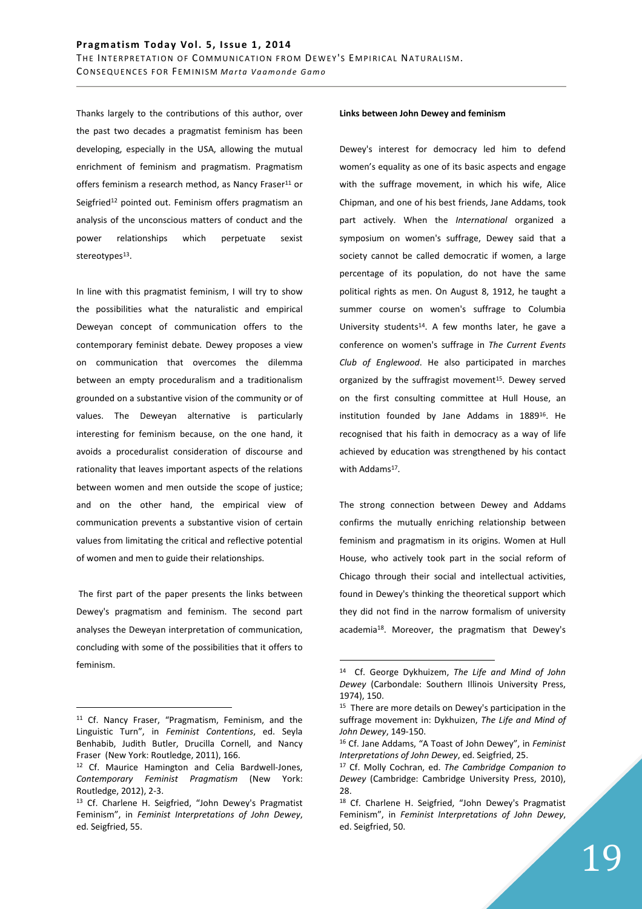Thanks largely to the contributions of this author, over the past two decades a pragmatist feminism has been developing, especially in the USA, allowing the mutual enrichment of feminism and pragmatism. Pragmatism offers feminism a research method, as Nancy Fraser[11] or Seigfried[12] pointed out. Feminism offers pragmatism an analysis of the unconscious matters of conduct and the power relationships which perpetuate sexist stereotypes[13].

In line with this pragmatist feminism, I will try to show the possibilities what the naturalistic and empirical Deweyan concept of communication offers to the contemporary feminist debate. Dewey proposes a view on communication that overcomes the dilemma between an empty proceduralism and a traditionalism grounded on a substantive vision of the community or of values. The Deweyan alternative is particularly interesting for feminism because, on the one hand, it avoids a proceduralist consideration of discourse and rationality that leaves important aspects of the relations between women and men outside the scope of justice; and on the other hand, the empirical view of communication prevents a substantive vision of certain values from limitating the critical and reflective potential of women and men to guide their relationships.

The first part of the paper presents the links between Dewey's pragmatism and feminism. The second part analyses the Deweyan interpretation of communication, concluding with some of the possibilities that it offers to feminism.

**Links between John Dewey and feminism**

Dewey's interest for democracy led him to defend women's equality as one of its basic aspects and engage with the suffrage movement, in which his wife, Alice Chipman, and one of his best friends, Jane Addams, took part actively. When the *International* organized a symposium on women's suffrage, Dewey said that a society cannot be called democratic if women, a large percentage of its population, do not have the same political rights as men. On August 8, 1912, he taught a summer course on women's suffrage to Columbia University students[14]. A few months later, he gave a conference on women's suffrage in *The Current Events Club of Englewood*. He also participated in marches organized by the suffragist movement[15]. Dewey served on the first consulting committee at Hull House, an institution founded by Jane Addams in 1889[16]. He recognised that his faith in democracy as a way of life achieved by education was strengthened by his contact with Addams[17].

The strong connection between Dewey and Addams confirms the mutually enriching relationship between feminism and pragmatism in its origins. Women at Hull House, who actively took part in the social reform of Chicago through their social and intellectual activities, found in Dewey's thinking the theoretical support which they did not find in the narrow formalism of university academia[18]. Moreover, the pragmatism that Dewey's

---

[11] Cf. Nancy Fraser, "Pragmatism, Feminism, and the Linguistic Turn", in *Feminist Contentions*, ed. Seyla Benhabib, Judith Butler, Drucilla Cornell, and Nancy Fraser (New York: Routledge, 2011), 166.

[12] Cf. Maurice Hamington and Celia Bardwell-Jones, *Contemporary Feminist Pragmatism* (New York: Routledge, 2012), 2-3.

[13] Cf. Charlene H. Seigfried, "John Dewey's Pragmatist Feminism", in *Feminist Interpretations of John Dewey*, ed. Seigfried, 55.

[14] Cf. George Dykhuizem, *The Life and Mind of John Dewey* (Carbondale: Southern Illinois University Press, 1974), 150.

[15] There are more details on Dewey's participation in the suffrage movement in: Dykhuizen, *The Life and Mind of John Dewey*, 149-150.

[16] Cf. Jane Addams, "A Toast of John Dewey", in *Feminist Interpretations of John Dewey*, ed. Seigfried, 25.

[17] Cf. Molly Cochran, ed. *The Cambridge Companion to Dewey* (Cambridge: Cambridge University Press, 2010), 28.

[18] Cf. Charlene H. Seigfried, "John Dewey's Pragmatist Feminism", in *Feminist Interpretations of John Dewey*, ed. Seigfried, 50.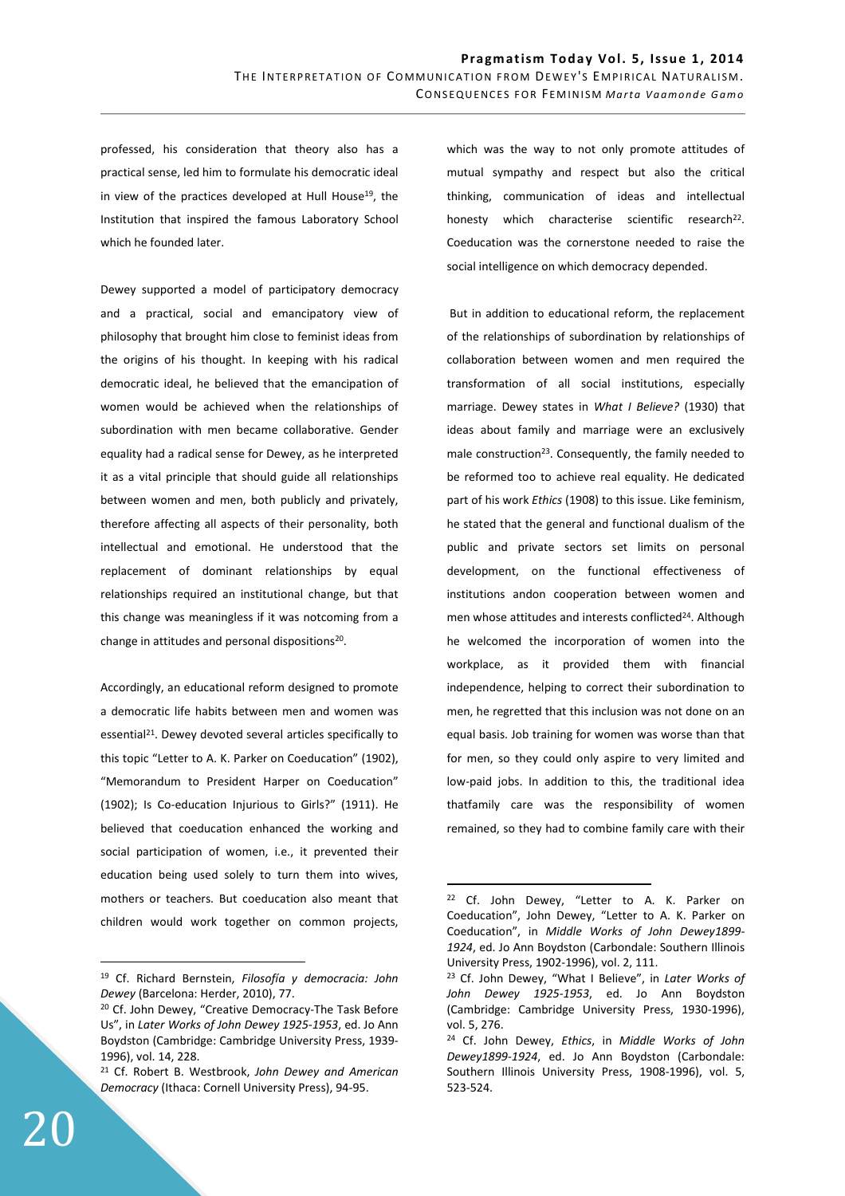professed, his consideration that theory also has a practical sense, led him to formulate his democratic ideal in view of the practices developed at Hull House[19], the Institution that inspired the famous Laboratory School which he founded later.

Dewey supported a model of participatory democracy and a practical, social and emancipatory view of philosophy that brought him close to feminist ideas from the origins of his thought. In keeping with his radical democratic ideal, he believed that the emancipation of women would be achieved when the relationships of subordination with men became collaborative. Gender equality had a radical sense for Dewey, as he interpreted it as a vital principle that should guide all relationships between women and men, both publicly and privately, therefore affecting all aspects of their personality, both intellectual and emotional. He understood that the replacement of dominant relationships by equal relationships required an institutional change, but that this change was meaningless if it was notcoming from a change in attitudes and personal dispositions[20].

Accordingly, an educational reform designed to promote a democratic life habits between men and women was essential[21]. Dewey devoted several articles specifically to this topic "Letter to A. K. Parker on Coeducation" (1902), "Memorandum to President Harper on Coeducation" (1902); Is Co-education Injurious to Girls?" (1911). He believed that coeducation enhanced the working and social participation of women, i.e., it prevented their education being used solely to turn them into wives, mothers or teachers. But coeducation also meant that children would work together on common projects, which was the way to not only promote attitudes of mutual sympathy and respect but also the critical thinking, communication of ideas and intellectual honesty which characterise scientific research[22]. Coeducation was the cornerstone needed to raise the social intelligence on which democracy depended.

But in addition to educational reform, the replacement of the relationships of subordination by relationships of collaboration between women and men required the transformation of all social institutions, especially marriage. Dewey states in *What I Believe?* (1930) that ideas about family and marriage were an exclusively male construction[23]. Consequently, the family needed to be reformed too to achieve real equality. He dedicated part of his work *Ethics* (1908) to this issue. Like feminism, he stated that the general and functional dualism of the public and private sectors set limits on personal development, on the functional effectiveness of institutions andon cooperation between women and men whose attitudes and interests conflicted[24]. Although he welcomed the incorporation of women into the workplace, as it provided them with financial independence, helping to correct their subordination to men, he regretted that this inclusion was not done on an equal basis. Job training for women was worse than that for men, so they could only aspire to very limited and low-paid jobs. In addition to this, the traditional idea thatfamily care was the responsibility of women remained, so they had to combine family care with their

---

[19] Cf. Richard Bernstein, *Filosofía y democracia: John Dewey* (Barcelona: Herder, 2010), 77.

[20] Cf. John Dewey, "Creative Democracy-The Task Before Us", in *Later Works of John Dewey 1925-1953*, ed. Jo Ann Boydston (Cambridge: Cambridge University Press, 1939-1996), vol. 14, 228.

[21] Cf. Robert B. Westbrook, *John Dewey and American Democracy* (Ithaca: Cornell University Press), 94-95.

[22] Cf. John Dewey, "Letter to A. K. Parker on Coeducation", John Dewey, "Letter to A. K. Parker on Coeducation", in *Middle Works of John Dewey1899-1924*, ed. Jo Ann Boydston (Carbondale: Southern Illinois University Press, 1902-1996), vol. 2, 111.

[23] Cf. John Dewey, "What I Believe", in *Later Works of John Dewey 1925-1953*, ed. Jo Ann Boydston (Cambridge: Cambridge University Press, 1930-1996), vol. 5, 276.

[24] Cf. John Dewey, *Ethics*, in *Middle Works of John Dewey1899-1924*, ed. Jo Ann Boydston (Carbondale: Southern Illinois University Press, 1908-1996), vol. 5, 523-524.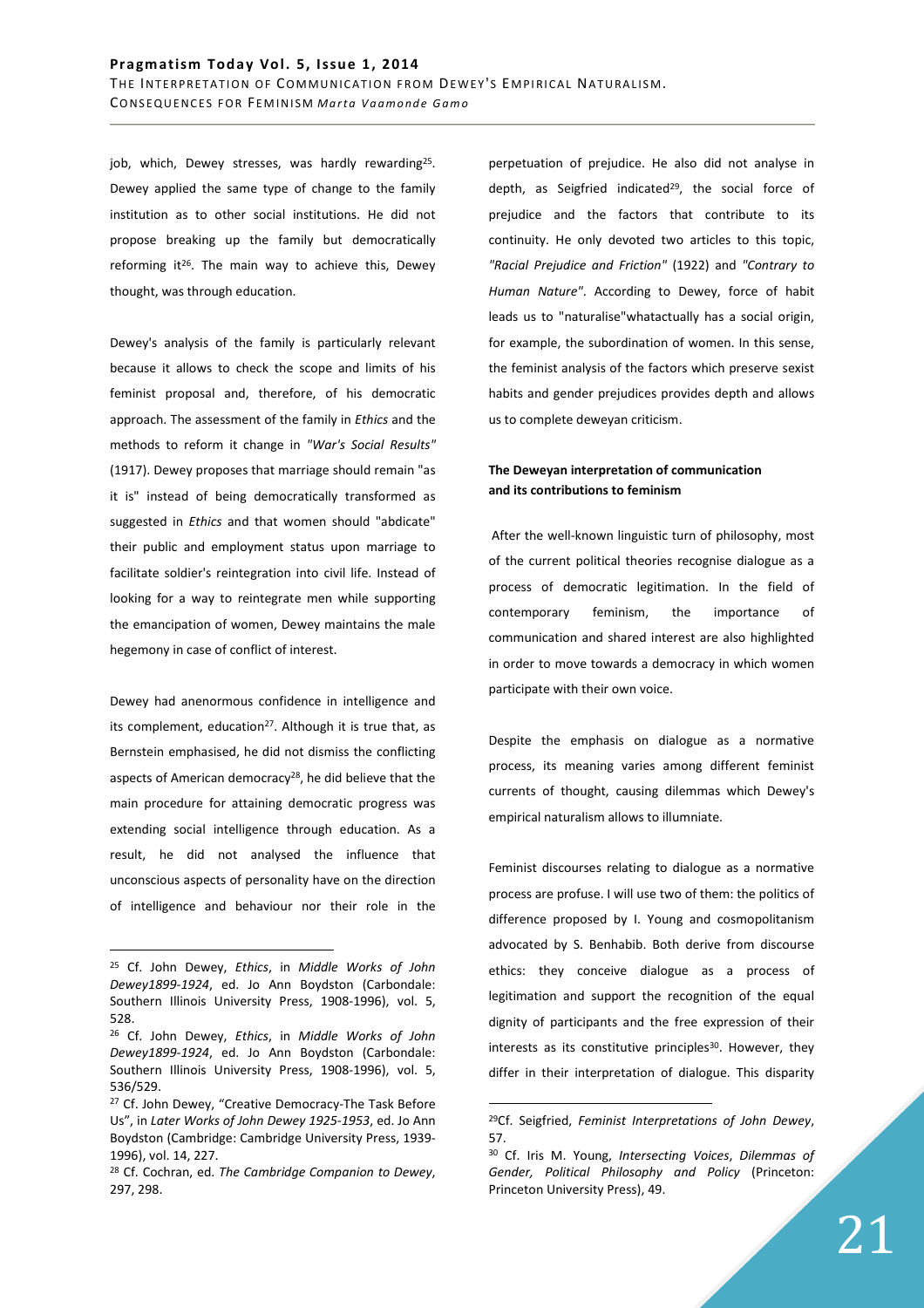job, which, Dewey stresses, was hardly rewarding[25]. Dewey applied the same type of change to the family institution as to other social institutions. He did not propose breaking up the family but democratically reforming it[26]. The main way to achieve this, Dewey thought, was through education.

Dewey's analysis of the family is particularly relevant because it allows to check the scope and limits of his feminist proposal and, therefore, of his democratic approach. The assessment of the family in *Ethics* and the methods to reform it change in *"War's Social Results"* (1917). Dewey proposes that marriage should remain "as it is" instead of being democratically transformed as suggested in *Ethics* and that women should "abdicate" their public and employment status upon marriage to facilitate soldier's reintegration into civil life. Instead of looking for a way to reintegrate men while supporting the emancipation of women, Dewey maintains the male hegemony in case of conflict of interest.

Dewey had anenormous confidence in intelligence and its complement, education[27]. Although it is true that, as Bernstein emphasised, he did not dismiss the conflicting aspects of American democracy[28], he did believe that the main procedure for attaining democratic progress was extending social intelligence through education. As a result, he did not analysed the influence that unconscious aspects of personality have on the direction of intelligence and behaviour nor their role in the perpetuation of prejudice. He also did not analyse in depth, as Seigfried indicated[29], the social force of prejudice and the factors that contribute to its continuity. He only devoted two articles to this topic, *"Racial Prejudice and Friction"* (1922) and *"Contrary to Human Nature"*. According to Dewey, force of habit leads us to "naturalise"whatactually has a social origin, for example, the subordination of women. In this sense, the feminist analysis of the factors which preserve sexist habits and gender prejudices provides depth and allows us to complete deweyan criticism.

**The Deweyan interpretation of communication and its contributions to feminism**

After the well-known linguistic turn of philosophy, most of the current political theories recognise dialogue as a process of democratic legitimation. In the field of contemporary feminism, the importance of communication and shared interest are also highlighted in order to move towards a democracy in which women participate with their own voice.

Despite the emphasis on dialogue as a normative process, its meaning varies among different feminist currents of thought, causing dilemmas which Dewey's empirical naturalism allows to illumniate.

Feminist discourses relating to dialogue as a normative process are profuse. I will use two of them: the politics of difference proposed by I. Young and cosmopolitanism advocated by S. Benhabib. Both derive from discourse ethics: they conceive dialogue as a process of legitimation and support the recognition of the equal dignity of participants and the free expression of their interests as its constitutive principles[30]. However, they differ in their interpretation of dialogue. This disparity

---

[25] Cf. John Dewey, *Ethics*, in *Middle Works of John Dewey1899-1924*, ed. Jo Ann Boydston (Carbondale: Southern Illinois University Press, 1908-1996), vol. 5, 528.

[26] Cf. John Dewey, *Ethics*, in *Middle Works of John Dewey1899-1924*, ed. Jo Ann Boydston (Carbondale: Southern Illinois University Press, 1908-1996), vol. 5, 536/529.

[27] Cf. John Dewey, "Creative Democracy-The Task Before Us", in *Later Works of John Dewey 1925-1953*, ed. Jo Ann Boydston (Cambridge: Cambridge University Press, 1939-1996), vol. 14, 227.

[28] Cf. Cochran, ed. *The Cambridge Companion to Dewey*, 297, 298.

[29] Cf. Seigfried, *Feminist Interpretations of John Dewey*, 57.

[30] Cf. Iris M. Young, *Intersecting Voices*, *Dilemmas of Gender, Political Philosophy and Policy* (Princeton: Princeton University Press), 49.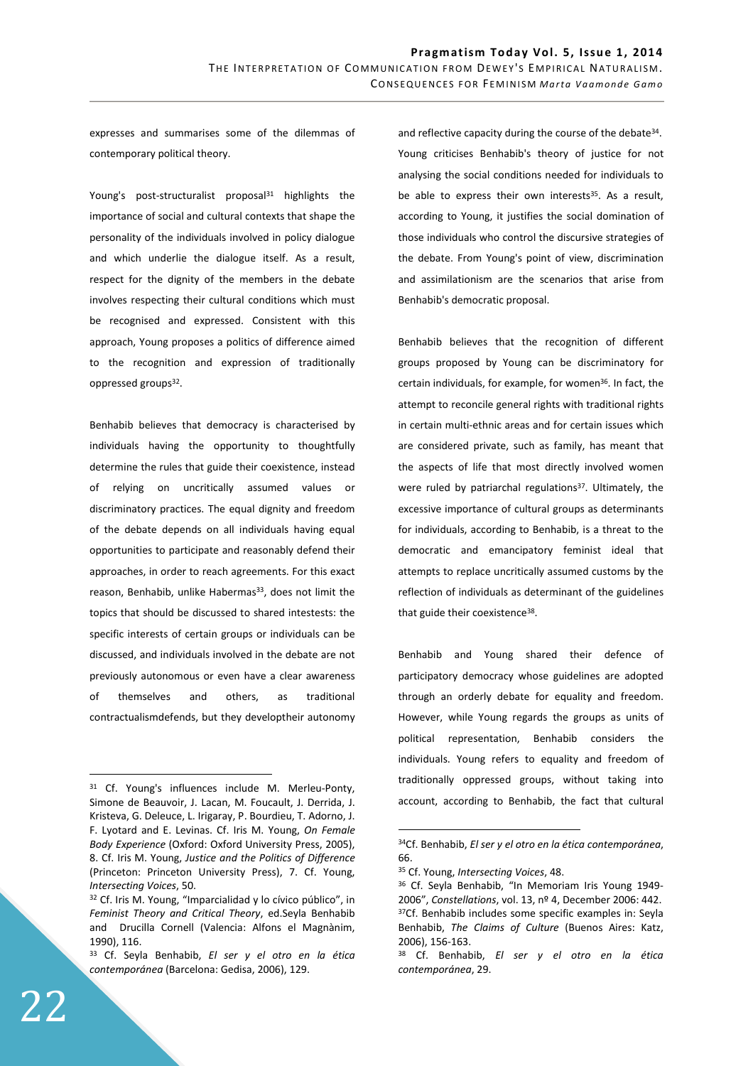expresses and summarises some of the dilemmas of contemporary political theory.

Young's post-structuralist proposal[31] highlights the importance of social and cultural contexts that shape the personality of the individuals involved in policy dialogue and which underlie the dialogue itself. As a result, respect for the dignity of the members in the debate involves respecting their cultural conditions which must be recognised and expressed. Consistent with this approach, Young proposes a politics of difference aimed to the recognition and expression of traditionally oppressed groups[32].

Benhabib believes that democracy is characterised by individuals having the opportunity to thoughtfully determine the rules that guide their coexistence, instead of relying on uncritically assumed values or discriminatory practices. The equal dignity and freedom of the debate depends on all individuals having equal opportunities to participate and reasonably defend their approaches, in order to reach agreements. For this exact reason, Benhabib, unlike Habermas[33], does not limit the topics that should be discussed to shared intestests: the specific interests of certain groups or individuals can be discussed, and individuals involved in the debate are not previously autonomous or even have a clear awareness of themselves and others, as traditional contractualismdefends, but they developtheir autonomy and reflective capacity during the course of the debate[34]. Young criticises Benhabib's theory of justice for not analysing the social conditions needed for individuals to be able to express their own interests[35]. As a result, according to Young, it justifies the social domination of those individuals who control the discursive strategies of the debate. From Young's point of view, discrimination and assimilationism are the scenarios that arise from Benhabib's democratic proposal.

Benhabib believes that the recognition of different groups proposed by Young can be discriminatory for certain individuals, for example, for women[36]. In fact, the attempt to reconcile general rights with traditional rights in certain multi-ethnic areas and for certain issues which are considered private, such as family, has meant that the aspects of life that most directly involved women were ruled by patriarchal regulations[37]. Ultimately, the excessive importance of cultural groups as determinants for individuals, according to Benhabib, is a threat to the democratic and emancipatory feminist ideal that attempts to replace uncritically assumed customs by the reflection of individuals as determinant of the guidelines that guide their coexistence[38].

Benhabib and Young shared their defence of participatory democracy whose guidelines are adopted through an orderly debate for equality and freedom. However, while Young regards the groups as units of political representation, Benhabib considers the individuals. Young refers to equality and freedom of traditionally oppressed groups, without taking into account, according to Benhabib, the fact that cultural

---

[31] Cf. Young's influences include M. Merleu-Ponty, Simone de Beauvoir, J. Lacan, M. Foucault, J. Derrida, J. Kristeva, G. Deleuce, L. Irigaray, P. Bourdieu, T. Adorno, J. F. Lyotard and E. Levinas. Cf. Iris M. Young, *On Female Body Experience* (Oxford: Oxford University Press, 2005), 8. Cf. Iris M. Young, *Justice and the Politics of Difference* (Princeton: Princeton University Press), 7. Cf. Young, *Intersecting Voices*, 50.

[32] Cf. Iris M. Young, "Imparcialidad y lo cívico público", in *Feminist Theory and Critical Theory*, ed.Seyla Benhabib and Drucilla Cornell (Valencia: Alfons el Magnànim, 1990), 116.

[33] Cf. Seyla Benhabib, *El ser y el otro en la ética contemporánea* (Barcelona: Gedisa, 2006), 129.

[34]Cf. Benhabib, *El ser y el otro en la ética contemporánea*, 66.

[35] Cf. Young, *Intersecting Voices*, 48.

[36] Cf. Seyla Benhabib, "In Memoriam Iris Young 1949-2006", *Constellations*, vol. 13, nº 4, December 2006: 442.

[37]Cf. Benhabib includes some specific examples in: Seyla Benhabib, *The Claims of Culture* (Buenos Aires: Katz, 2006), 156-163.

[38] Cf. Benhabib, *El ser y el otro en la ética contemporánea*, 29.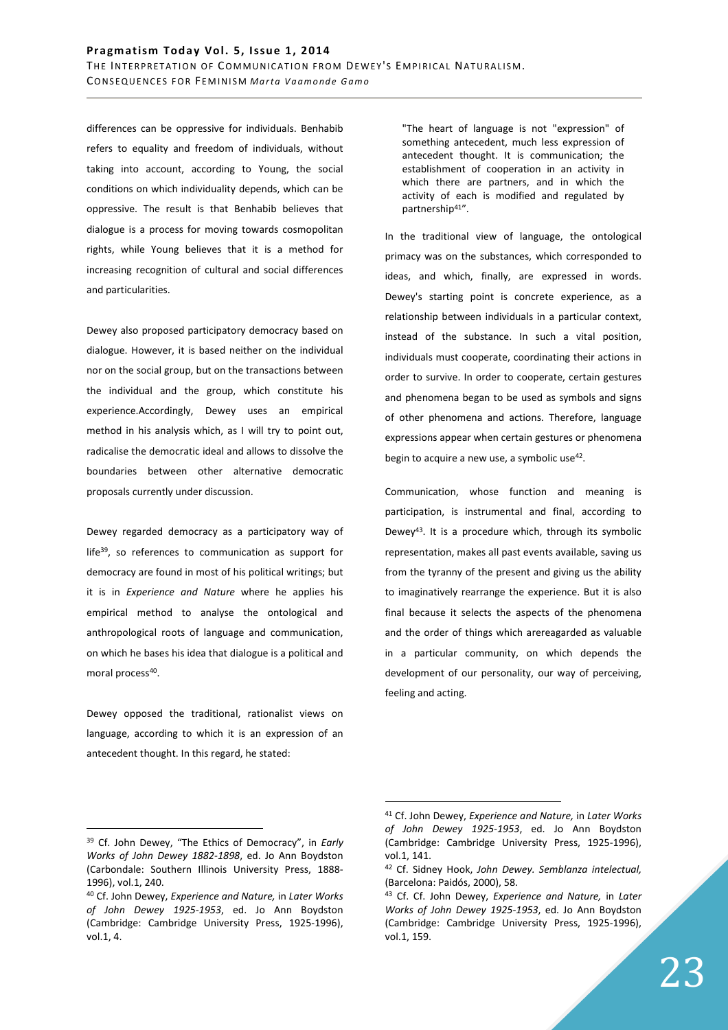differences can be oppressive for individuals. Benhabib refers to equality and freedom of individuals, without taking into account, according to Young, the social conditions on which individuality depends, which can be oppressive. The result is that Benhabib believes that dialogue is a process for moving towards cosmopolitan rights, while Young believes that it is a method for increasing recognition of cultural and social differences and particularities.

Dewey also proposed participatory democracy based on dialogue. However, it is based neither on the individual nor on the social group, but on the transactions between the individual and the group, which constitute his experience.Accordingly, Dewey uses an empirical method in his analysis which, as I will try to point out, radicalise the democratic ideal and allows to dissolve the boundaries between other alternative democratic proposals currently under discussion.

Dewey regarded democracy as a participatory way of life[39], so references to communication as support for democracy are found in most of his political writings; but it is in *Experience and Nature* where he applies his empirical method to analyse the ontological and anthropological roots of language and communication, on which he bases his idea that dialogue is a political and moral process[40].

Dewey opposed the traditional, rationalist views on language, according to which it is an expression of an antecedent thought. In this regard, he stated:

> "The heart of language is not "expression" of something antecedent, much less expression of antecedent thought. It is communication; the establishment of cooperation in an activity in which there are partners, and in which the activity of each is modified and regulated by partnership[41]".

In the traditional view of language, the ontological primacy was on the substances, which corresponded to ideas, and which, finally, are expressed in words. Dewey's starting point is concrete experience, as a relationship between individuals in a particular context, instead of the substance. In such a vital position, individuals must cooperate, coordinating their actions in order to survive. In order to cooperate, certain gestures and phenomena began to be used as symbols and signs of other phenomena and actions. Therefore, language expressions appear when certain gestures or phenomena begin to acquire a new use, a symbolic use[42].

Communication, whose function and meaning is participation, is instrumental and final, according to Dewey[43]. It is a procedure which, through its symbolic representation, makes all past events available, saving us from the tyranny of the present and giving us the ability to imaginatively rearrange the experience. But it is also final because it selects the aspects of the phenomena and the order of things which arereagarded as valuable in a particular community, on which depends the development of our personality, our way of perceiving, feeling and acting.

---

[39] Cf. John Dewey, "The Ethics of Democracy", in *Early Works of John Dewey 1882-1898*, ed. Jo Ann Boydston (Carbondale: Southern Illinois University Press, 1888-1996), vol.1, 240.

[40] Cf. John Dewey, *Experience and Nature,* in *Later Works of John Dewey 1925-1953*, ed. Jo Ann Boydston (Cambridge: Cambridge University Press, 1925-1996), vol.1, 4.

[41] Cf. John Dewey, *Experience and Nature,* in *Later Works of John Dewey 1925-1953*, ed. Jo Ann Boydston (Cambridge: Cambridge University Press, 1925-1996), vol.1, 141.

[42] Cf. Sidney Hook, *John Dewey. Semblanza intelectual,* (Barcelona: Paidós, 2000), 58.

[43] Cf. Cf. John Dewey, *Experience and Nature,* in *Later Works of John Dewey 1925-1953*, ed. Jo Ann Boydston (Cambridge: Cambridge University Press, 1925-1996), vol.1, 159.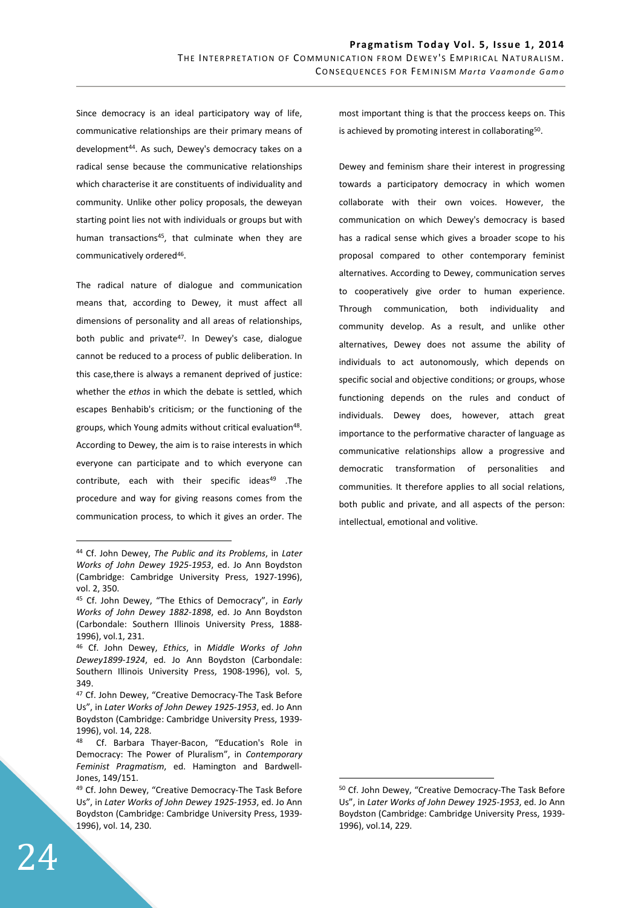Since democracy is an ideal participatory way of life, communicative relationships are their primary means of development[44]. As such, Dewey's democracy takes on a radical sense because the communicative relationships which characterise it are constituents of individuality and community. Unlike other policy proposals, the deweyan starting point lies not with individuals or groups but with human transactions[45], that culminate when they are communicatively ordered[46].

The radical nature of dialogue and communication means that, according to Dewey, it must affect all dimensions of personality and all areas of relationships, both public and private[47]. In Dewey's case, dialogue cannot be reduced to a process of public deliberation. In this case,there is always a remanent deprived of justice: whether the *ethos* in which the debate is settled, which escapes Benhabib's criticism; or the functioning of the groups, which Young admits without critical evaluation[48]. According to Dewey, the aim is to raise interests in which everyone can participate and to which everyone can contribute, each with their specific ideas[49] .The procedure and way for giving reasons comes from the communication process, to which it gives an order. The most important thing is that the proccess keeps on. This is achieved by promoting interest in collaborating[50].

Dewey and feminism share their interest in progressing towards a participatory democracy in which women collaborate with their own voices. However, the communication on which Dewey's democracy is based has a radical sense which gives a broader scope to his proposal compared to other contemporary feminist alternatives. According to Dewey, communication serves to cooperatively give order to human experience. Through communication, both individuality and community develop. As a result, and unlike other alternatives, Dewey does not assume the ability of individuals to act autonomously, which depends on specific social and objective conditions; or groups, whose functioning depends on the rules and conduct of individuals. Dewey does, however, attach great importance to the performative character of language as communicative relationships allow a progressive and democratic transformation of personalities and communities. It therefore applies to all social relations, both public and private, and all aspects of the person: intellectual, emotional and volitive.

---

[44] Cf. John Dewey, *The Public and its Problems*, in *Later Works of John Dewey 1925-1953*, ed. Jo Ann Boydston (Cambridge: Cambridge University Press, 1927-1996), vol. 2, 350.

[45] Cf. John Dewey, "The Ethics of Democracy", in *Early Works of John Dewey 1882-1898*, ed. Jo Ann Boydston (Carbondale: Southern Illinois University Press, 1888-1996), vol.1, 231.

[46] Cf. John Dewey, *Ethics*, in *Middle Works of John Dewey1899-1924*, ed. Jo Ann Boydston (Carbondale: Southern Illinois University Press, 1908-1996), vol. 5, 349.

[47] Cf. John Dewey, "Creative Democracy-The Task Before Us", in *Later Works of John Dewey 1925-1953*, ed. Jo Ann Boydston (Cambridge: Cambridge University Press, 1939-1996), vol. 14, 228.

[48] Cf. Barbara Thayer-Bacon, "Education's Role in Democracy: The Power of Pluralism", in *Contemporary Feminist Pragmatism*, ed. Hamington and Bardwell-Jones, 149/151.

[49] Cf. John Dewey, "Creative Democracy-The Task Before Us", in *Later Works of John Dewey 1925-1953*, ed. Jo Ann Boydston (Cambridge: Cambridge University Press, 1939-1996), vol. 14, 230.

[50] Cf. John Dewey, "Creative Democracy-The Task Before Us", in *Later Works of John Dewey 1925-1953*, ed. Jo Ann Boydston (Cambridge: Cambridge University Press, 1939-1996), vol.14, 229.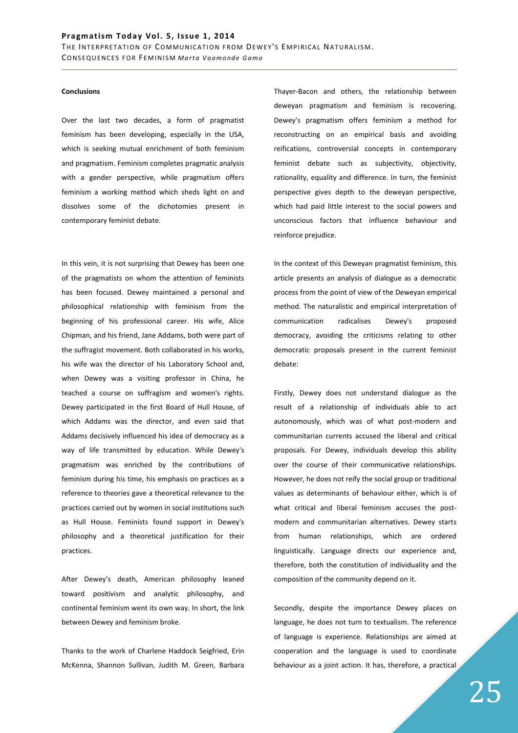#### Conclusions

Over the last two decades, a form of pragmatist feminism has been developing, especially in the USA, which is seeking mutual enrichment of both feminism and pragmatism. Feminism completes pragmatic analysis with a gender perspective, while pragmatism offers feminism a working method which sheds light on and dissolves some of the dichotomies present in contemporary feminist debate.

In this vein, it is not surprising that Dewey has been one of the pragmatists on whom the attention of feminists has been focused. Dewey maintained a personal and philosophical relationship with feminism from the beginning of his professional career. His wife, Alice Chipman, and his friend, Jane Addams, both were part of the suffragist movement. Both collaborated in his works, his wife was the director of his Laboratory School and, when Dewey was a visiting professor in China, he teached a course on suffragism and women's rights. Dewey participated in the first Board of Hull House, of which Addams was the director, and even said that Addams decisively influenced his idea of democracy as a way of life transmitted by education. While Dewey's pragmatism was enriched by the contributions of feminism during his time, his emphasis on practices as a reference to theories gave a theoretical relevance to the practices carried out by women in social institutions such as Hull House. Feminists found support in Dewey's philosophy and a theoretical justification for their practices.

After Dewey's death, American philosophy leaned toward positivism and analytic philosophy, and continental feminism went its own way. In short, the link between Dewey and feminism broke.

Thanks to the work of Charlene Haddock Seigfried, Erin McKenna, Shannon Sullivan, Judith M. Green, Barbara Thayer-Bacon and others, the relationship between deweyan pragmatism and feminism is recovering. Dewey's pragmatism offers feminism a method for reconstructing on an empirical basis and avoiding reifications, controversial concepts in contemporary feminist debate such as subjectivity, objectivity, rationality, equality and difference. In turn, the feminist perspective gives depth to the deweyan perspective, which had paid little interest to the social powers and unconscious factors that influence behaviour and reinforce prejudice.

In the context of this Deweyan pragmatist feminism, this article presents an analysis of dialogue as a democratic process from the point of view of the Deweyan empirical method. The naturalistic and empirical interpretation of communication radicalises Dewey's proposed democracy, avoiding the criticisms relating to other democratic proposals present in the current feminist debate:

Firstly, Dewey does not understand dialogue as the result of a relationship of individuals able to act autonomously, which was of what post-modern and communitarian currents accused the liberal and critical proposals. For Dewey, individuals develop this ability over the course of their communicative relationships. However, he does not reify the social group or traditional values as determinants of behaviour either, which is of what critical and liberal feminism accuses the post-modern and communitarian alternatives. Dewey starts from human relationships, which are ordered linguistically. Language directs our experience and, therefore, both the constitution of individuality and the composition of the community depend on it.

Secondly, despite the importance Dewey places on language, he does not turn to textualism. The reference of language is experience. Relationships are aimed at cooperation and the language is used to coordinate behaviour as a joint action. It has, therefore, a practical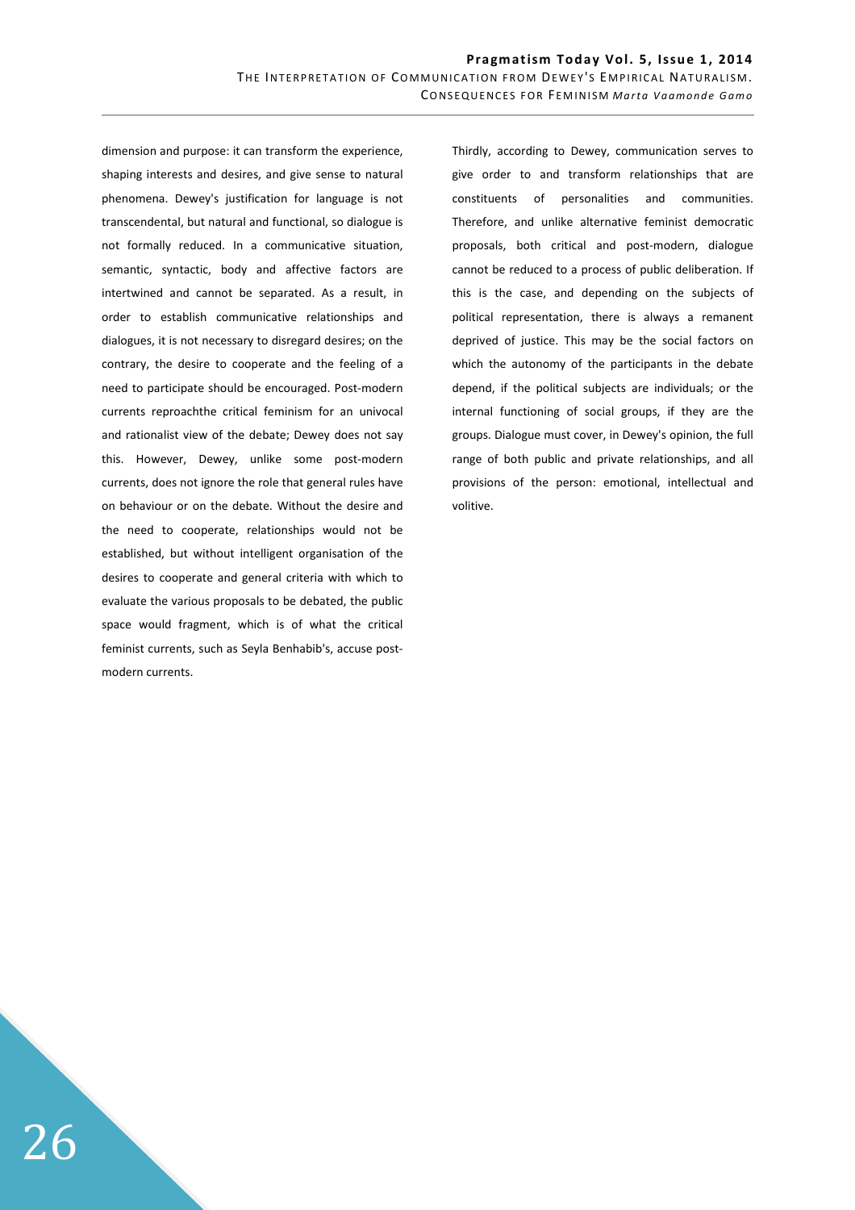dimension and purpose: it can transform the experience, shaping interests and desires, and give sense to natural phenomena. Dewey's justification for language is not transcendental, but natural and functional, so dialogue is not formally reduced. In a communicative situation, semantic, syntactic, body and affective factors are intertwined and cannot be separated. As a result, in order to establish communicative relationships and dialogues, it is not necessary to disregard desires; on the contrary, the desire to cooperate and the feeling of a need to participate should be encouraged. Post-modern currents reproachthe critical feminism for an univocal and rationalist view of the debate; Dewey does not say this. However, Dewey, unlike some post-modern currents, does not ignore the role that general rules have on behaviour or on the debate. Without the desire and the need to cooperate, relationships would not be established, but without intelligent organisation of the desires to cooperate and general criteria with which to evaluate the various proposals to be debated, the public space would fragment, which is of what the critical feminist currents, such as Seyla Benhabib's, accuse post-modern currents.

Thirdly, according to Dewey, communication serves to give order to and transform relationships that are constituents of personalities and communities. Therefore, and unlike alternative feminist democratic proposals, both critical and post-modern, dialogue cannot be reduced to a process of public deliberation. If this is the case, and depending on the subjects of political representation, there is always a remanent deprived of justice. This may be the social factors on which the autonomy of the participants in the debate depend, if the political subjects are individuals; or the internal functioning of social groups, if they are the groups. Dialogue must cover, in Dewey's opinion, the full range of both public and private relationships, and all provisions of the person: emotional, intellectual and volitive.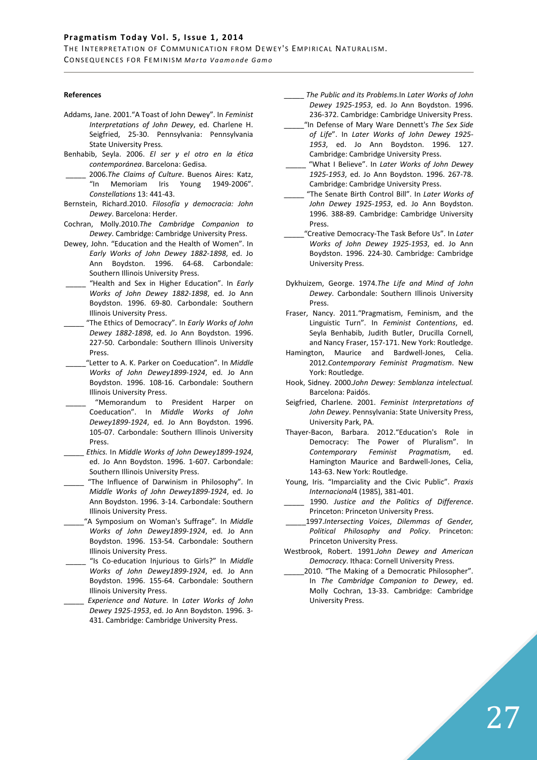**References**

Addams, Jane. 2001."A Toast of John Dewey". In *Feminist Interpretations of John Dewey*, ed. Charlene H. Seigfried, 25-30. Pennsylvania: Pennsylvania State University Press.

Benhabib, Seyla. 2006. *El ser y el otro en la ética contemporánea*. Barcelona: Gedisa.

_____ 2006.*The Claims of Culture*. Buenos Aires: Katz, "In Memoriam Iris Young 1949-2006". *Constellations* 13: 441-43.

Bernstein, Richard.2010. *Filosofía y democracia: John Dewey*. Barcelona: Herder.

Cochran, Molly.2010.*The Cambridge Companion to Dewey*. Cambridge: Cambridge University Press.

Dewey, John. "Education and the Health of Women". In *Early Works of John Dewey 1882-1898*, ed. Jo Ann Boydston. 1996. 64-68. Carbondale: Southern Illinois University Press.

_____ "Health and Sex in Higher Education". In *Early Works of John Dewey 1882-1898*, ed. Jo Ann Boydston. 1996. 69-80. Carbondale: Southern Illinois University Press.

_____ "The Ethics of Democracy". In *Early Works of John Dewey 1882-1898*, ed. Jo Ann Boydston. 1996. 227-50. Carbondale: Southern Illinois University Press.

_____"Letter to A. K. Parker on Coeducation". In *Middle Works of John Dewey1899-1924*, ed. Jo Ann Boydston. 1996. 108-16. Carbondale: Southern Illinois University Press.

_____ "Memorandum to President Harper on Coeducation". In *Middle Works of John Dewey1899-1924*, ed. Jo Ann Boydston. 1996. 105-07. Carbondale: Southern Illinois University Press.

_____ *Ethics.* In *Middle Works of John Dewey1899-1924*, ed. Jo Ann Boydston. 1996. 1-607. Carbondale: Southern Illinois University Press.

_____ "The Influence of Darwinism in Philosophy". In *Middle Works of John Dewey1899-1924*, ed. Jo Ann Boydston. 1996. 3-14. Carbondale: Southern Illinois University Press.

_____"A Symposium on Woman's Suffrage". In *Middle Works of John Dewey1899-1924*, ed. Jo Ann Boydston. 1996. 153-54. Carbondale: Southern Illinois University Press.

_____ "Is Co-education Injurious to Girls?" In *Middle Works of John Dewey1899-1924*, ed. Jo Ann Boydston. 1996. 155-64. Carbondale: Southern Illinois University Press.

_____ *Experience and Nature.* In *Later Works of John Dewey 1925-1953*, ed. Jo Ann Boydston. 1996. 3-431. Cambridge: Cambridge University Press.

_____ *The Public and its Problems*.In *Later Works of John Dewey 1925-1953*, ed. Jo Ann Boydston. 1996. 236-372. Cambridge: Cambridge University Press.

_____"In Defense of Mary Ware Dennett's *The Sex Side of Life*". In *Later Works of John Dewey 1925-1953*, ed. Jo Ann Boydston. 1996. 127. Cambridge: Cambridge University Press.

_____ "What I Believe". In *Later Works of John Dewey 1925-1953*, ed. Jo Ann Boydston. 1996. 267-78. Cambridge: Cambridge University Press.

_____ "The Senate Birth Control Bill". In *Later Works of John Dewey 1925-1953*, ed. Jo Ann Boydston. 1996. 388-89. Cambridge: Cambridge University Press.

_____"Creative Democracy-The Task Before Us". In *Later Works of John Dewey 1925-1953*, ed. Jo Ann Boydston. 1996. 224-30. Cambridge: Cambridge University Press.

Dykhuizem, George. 1974.*The Life and Mind of John Dewey*. Carbondale: Southern Illinois University Press.

Fraser, Nancy. 2011."Pragmatism, Feminism, and the Linguistic Turn". In *Feminist Contentions*, ed. Seyla Benhabib, Judith Butler, Drucilla Cornell, and Nancy Fraser, 157-171. New York: Routledge.

Hamington, Maurice and Bardwell-Jones, Celia. 2012.*Contemporary Feminist Pragmatism*. New York: Routledge.

Hook, Sidney. 2000.*John Dewey: Semblanza intelectual.* Barcelona: Paidós.

Seigfried, Charlene. 2001. *Feminist Interpretations of John Dewey*. Pennsylvania: State University Press, University Park, PA.

Thayer-Bacon, Barbara. 2012."Education's Role in Democracy: The Power of Pluralism". In *Contemporary Feminist Pragmatism*, ed. Hamington Maurice and Bardwell-Jones, Celia, 143-63. New York: Routledge.

Young, Iris. "Impariality and the Civic Public". *Praxis Internacional*4 (1985), 381-401.

_____ 1990. *Justice and the Politics of Difference*. Princeton: Princeton University Press.

_____1997.*Intersecting Voices*, *Dilemmas of Gender, Political Philosophy and Policy*. Princeton: Princeton University Press.

Westbrook, Robert. 1991.*John Dewey and American Democracy*. Ithaca: Cornell University Press.

_____2010. "The Making of a Democratic Philosopher". In *The Cambridge Companion to Dewey*, ed. Molly Cochran, 13-33. Cambridge: Cambridge University Press.